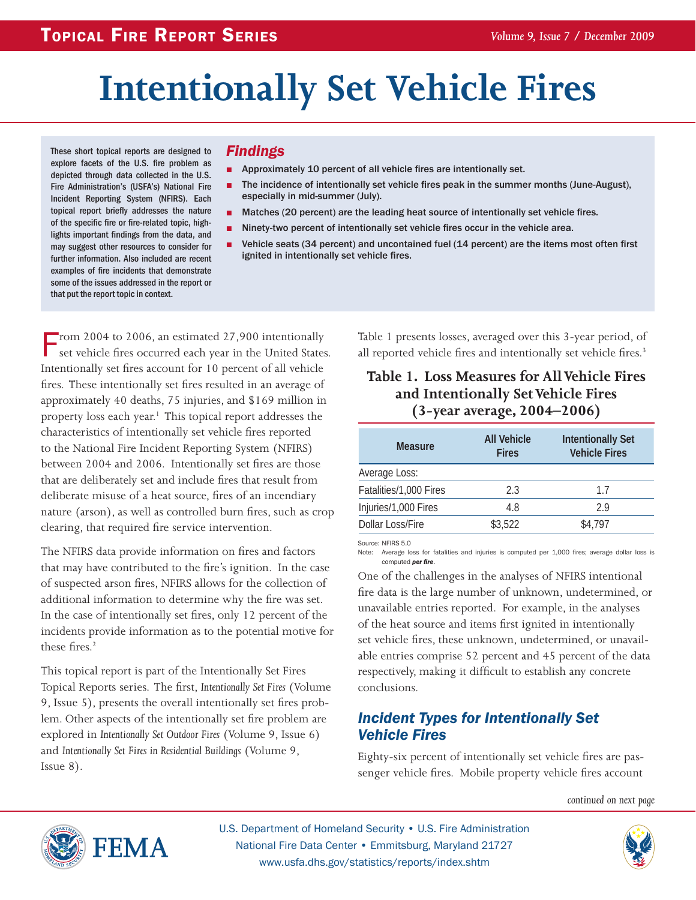# Intentionally Set Vehicle Fires

These short topical reports are designed to explore facets of the U.S. fire problem as depicted through data collected in the U.S. Fire Administration's (USFA's) National Fire Incident Reporting System (NFIRS). Each topical report briefly addresses the nature of the specific fire or fire-related topic, highlights important findings from the data, and may suggest other resources to consider for further information. Also included are recent examples of fire incidents that demonstrate some of the issues addressed in the report or that put the report topic in context.

## Findings

- **Approximately 10 percent of all vehicle fires are intentionally set.**
- **The incidence of intentionally set vehicle fires peak in the summer months (June-August), especially in mid-summer (July).**
- **Matches (20 percent) are the leading heat source of intentionally set vehicle fires.**
- **Ninety-two percent of intentionally set vehicle fires occur in the vehicle area.**
- **Vehicle seats (34 percent) and uncontained fuel (14 percent) are the items most often first ignited in intentionally set vehicle fires.**

From 2004 to 2006, an estimated 27,900 intentionally set vehicle fires occurred each year in the United States. Intentionally set fires account for 10 percent of all vehicle fires. These intentionally set fires resulted in an average of approximately 40 deaths, 75 injuries, and $169 million in property loss each year.[1] This topical report addresses the characteristics of intentionally set vehicle fires reported to the National Fire Incident Reporting System (NFIRS) between 2004 and 2006. Intentionally set fires are those that are deliberately set and include fires that result from deliberate misuse of a heat source, fires of an incendiary nature (arson), as well as controlled burn fires, such as crop clearing, that required fire service intervention.

The NFIRS data provide information on fires and factors that may have contributed to the fire's ignition. In the case of suspected arson fires, NFIRS allows for the collection of additional information to determine why the fire was set. In the case of intentionally set fires, only 12 percent of the incidents provide information as to the potential motive for these fires.[2]

This topical report is part of the Intentionally Set Fires Topical Reports series. The first, *Intentionally Set Fires* (Volume 9, Issue 5), presents the overall intentionally set fires problem. Other aspects of the intentionally set fire problem are explored in *Intentionally Set Outdoor Fires* (Volume 9, Issue 6) and *Intentionally Set Fires in Residential Buildings* (Volume 9, Issue 8).

Table 1 presents losses, averaged over this 3-year period, of all reported vehicle fires and intentionally set vehicle fires.[3]

**Table 1. Loss Measures for All Vehicle Fires and Intentionally Set Vehicle Fires (3-year average, 2004–2006)**

| Measure | All Vehicle Fires | Intentionally Set Vehicle Fires |
|---|---|---|
| Average Loss: | | |
| Fatalities/1,000 Fires | 2.3 | 1.7 |
| Injuries/1,000 Fires | 4.8 | 2.9 |
| Dollar Loss/Fire | $3,522 | $4,797 |

Source: NFIRS 5.0
Note: Average loss for fatalities and injuries is computed per 1,000 fires; average dollar loss is computed ***per fire***.

One of the challenges in the analyses of NFIRS intentional fire data is the large number of unknown, undetermined, or unavailable entries reported. For example, in the analyses of the heat source and items first ignited in intentionally set vehicle fires, these unknown, undetermined, or unavailable entries comprise 52 percent and 45 percent of the data respectively, making it difficult to establish any concrete conclusions.

## Incident Types for Intentionally Set Vehicle Fires

Eighty-six percent of intentionally set vehicle fires are passenger vehicle fires. Mobile property vehicle fires account

*continued on next page*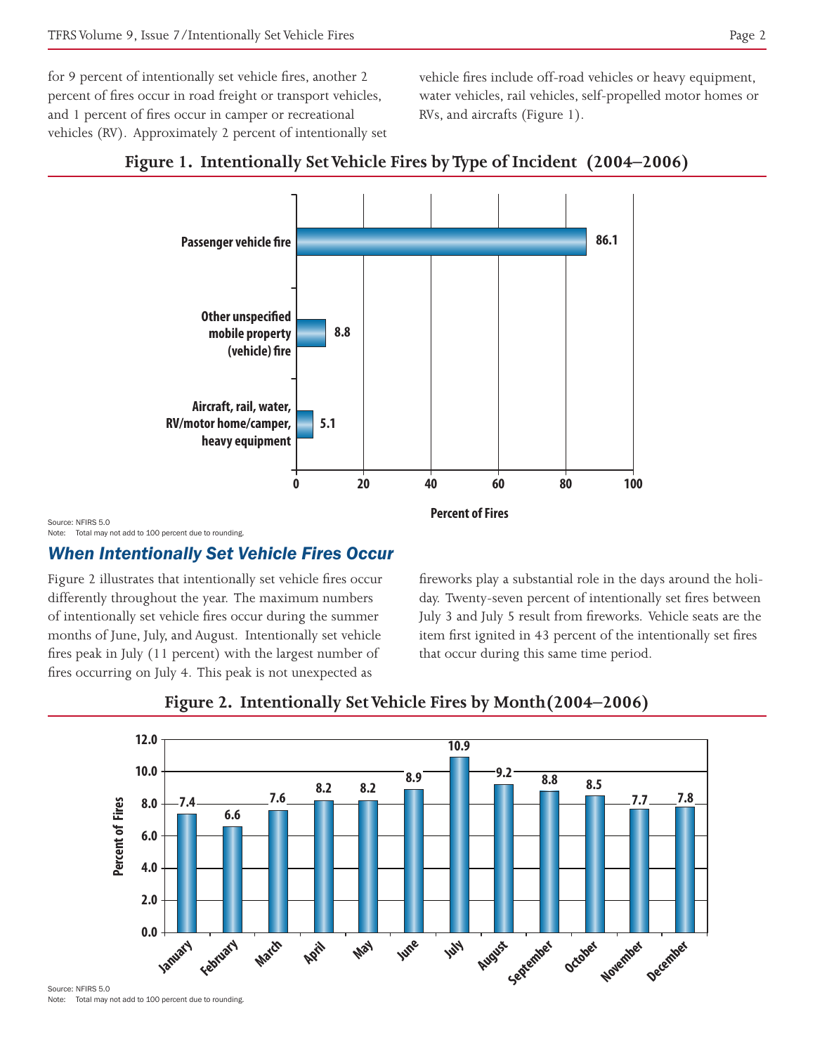for 9 percent of intentionally set vehicle fires, another 2 percent of fires occur in road freight or transport vehicles, and 1 percent of fires occur in camper or recreational vehicles (RV). Approximately 2 percent of intentionally set vehicle fires include off-road vehicles or heavy equipment, water vehicles, rail vehicles, self-propelled motor homes or RVs, and aircrafts (Figure 1).

**Figure 1. Intentionally Set Vehicle Fires by Type of Incident (2004–2006)**

| Type of Incident | Percent of Fires |
|---|---|
| Passenger vehicle fire | 86.1 |
| Other unspecified mobile property (vehicle) fire | 8.8 |
| Aircraft, rail, water, RV/motor home/camper, heavy equipment | 5.1 |

Source: NFIRS 5.0
Note: Total may not add to 100 percent due to rounding.

## *When Intentionally Set Vehicle Fires Occur*

Figure 2 illustrates that intentionally set vehicle fires occur differently throughout the year. The maximum numbers of intentionally set vehicle fires occur during the summer months of June, July, and August. Intentionally set vehicle fires peak in July (11 percent) with the largest number of fires occurring on July 4. This peak is not unexpected as fireworks play a substantial role in the days around the holiday. Twenty-seven percent of intentionally set fires between July 3 and July 5 result from fireworks. Vehicle seats are the item first ignited in 43 percent of the intentionally set fires that occur during this same time period.

**Figure 2. Intentionally Set Vehicle Fires by Month (2004–2006)**

| Month | Percent of Fires |
|---|---|
| January | 7.4 |
| February | 6.6 |
| March | 7.6 |
| April | 8.2 |
| May | 8.2 |
| June | 8.9 |
| July | 10.9 |
| August | 9.2 |
| September | 8.8 |
| October | 8.5 |
| November | 7.7 |
| December | 7.8 |

Source: NFIRS 5.0
Note: Total may not add to 100 percent due to rounding.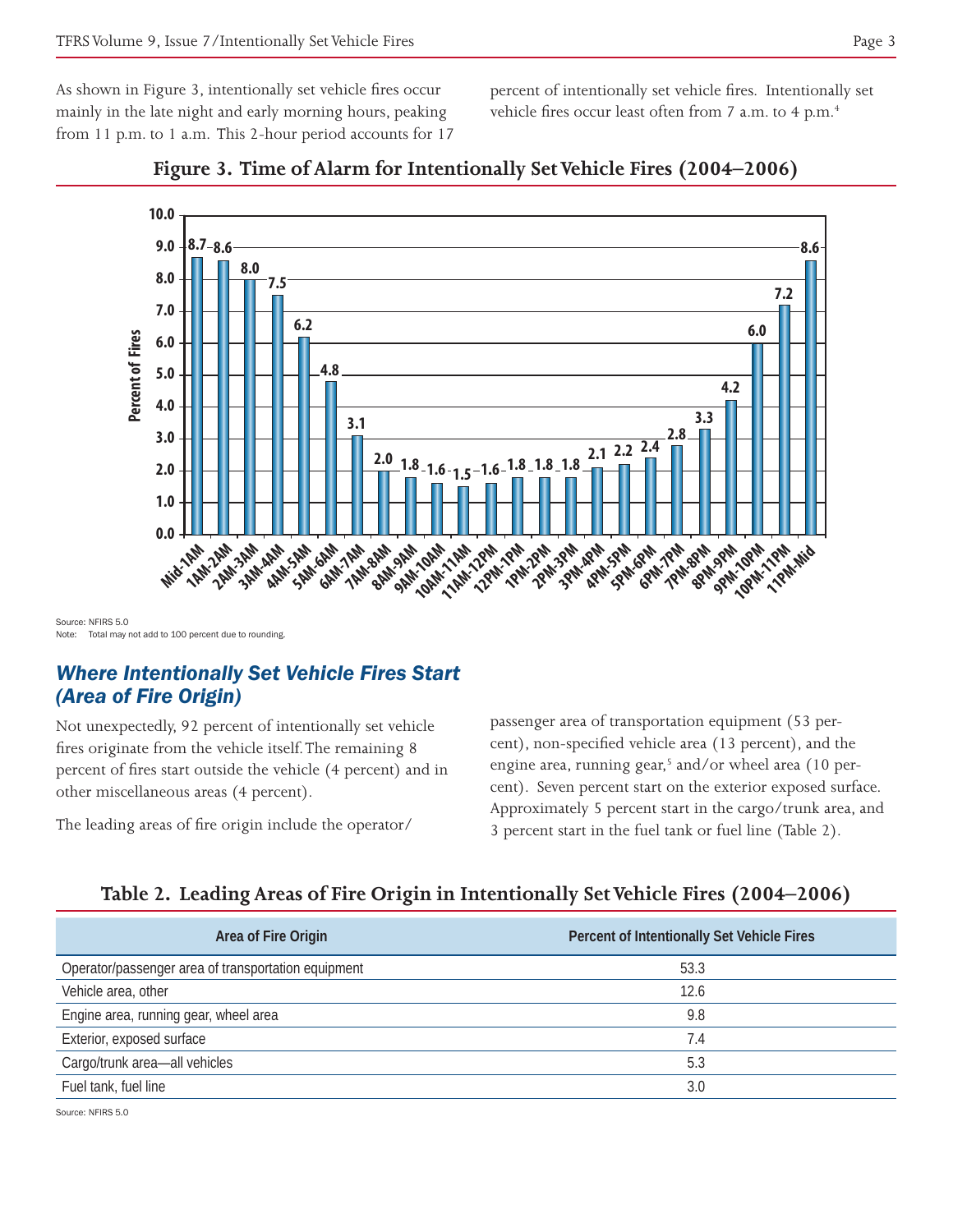As shown in Figure 3, intentionally set vehicle fires occur mainly in the late night and early morning hours, peaking from 11 p.m. to 1 a.m. This 2-hour period accounts for 17 percent of intentionally set vehicle fires. Intentionally set vehicle fires occur least often from 7 a.m. to 4 p.m.[4]

**Figure 3. Time of Alarm for Intentionally Set Vehicle Fires (2004–2006)**

| Time of Alarm | Percent of Fires |
|---|---|
| Mid-1AM | 8.7 |
| 1AM-2AM | 8.6 |
| 2AM-3AM | 8.0 |
| 3AM-4AM | 7.5 |
| 4AM-5AM | 6.2 |
| 5AM-6AM | 4.8 |
| 6AM-7AM | 3.1 |
| 7AM-8AM | 2.0 |
| 8AM-9AM | 1.8 |
| 9AM-10AM | 1.6 |
| 10AM-11AM | 1.5 |
| 11AM-12PM | 1.6 |
| 12PM-1PM | 1.8 |
| 1PM-2PM | 1.8 |
| 2PM-3PM | 1.8 |
| 3PM-4PM | 2.1 |
| 4PM-5PM | 2.2 |
| 5PM-6PM | 2.4 |
| 6PM-7PM | 2.8 |
| 7PM-8PM | 3.3 |
| 8PM-9PM | 4.2 |
| 9PM-10PM | 6.0 |
| 10PM-11PM | 7.2 |
| 11PM-Mid | 8.6 |

Source: NFIRS 5.0
Note: Total may not add to 100 percent due to rounding.

## *Where Intentionally Set Vehicle Fires Start (Area of Fire Origin)*

Not unexpectedly, 92 percent of intentionally set vehicle fires originate from the vehicle itself. The remaining 8 percent of fires start outside the vehicle (4 percent) and in other miscellaneous areas (4 percent).

The leading areas of fire origin include the operator/passenger area of transportation equipment (53 percent), non-specified vehicle area (13 percent), and the engine area, running gear,[5] and/or wheel area (10 percent). Seven percent start on the exterior exposed surface. Approximately 5 percent start in the cargo/trunk area, and 3 percent start in the fuel tank or fuel line (Table 2).

**Table 2. Leading Areas of Fire Origin in Intentionally Set Vehicle Fires (2004–2006)**

| Area of Fire Origin | Percent of Intentionally Set Vehicle Fires |
|---|---|
| Operator/passenger area of transportation equipment | 53.3 |
| Vehicle area, other | 12.6 |
| Engine area, running gear, wheel area | 9.8 |
| Exterior, exposed surface | 7.4 |
| Cargo/trunk area—all vehicles | 5.3 |
| Fuel tank, fuel line | 3.0 |

Source: NFIRS 5.0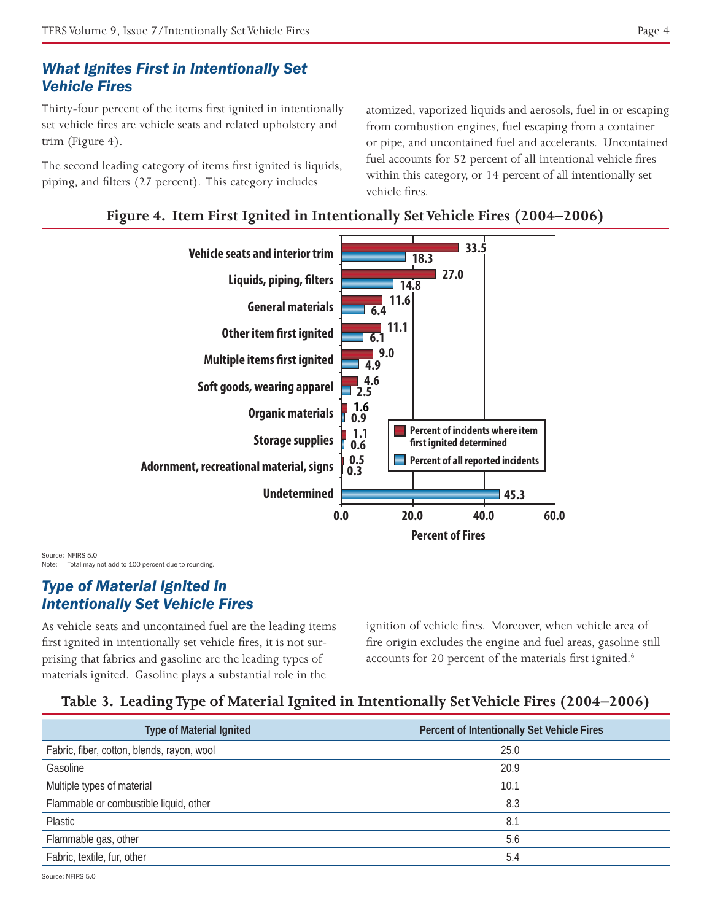## *What Ignites First in Intentionally Set Vehicle Fires*

Thirty-four percent of the items first ignited in intentionally set vehicle fires are vehicle seats and related upholstery and trim (Figure 4).

The second leading category of items first ignited is liquids, piping, and filters (27 percent). This category includes atomized, vaporized liquids and aerosols, fuel in or escaping from combustion engines, fuel escaping from a container or pipe, and uncontained fuel and accelerants. Uncontained fuel accounts for 52 percent of all intentional vehicle fires within this category, or 14 percent of all intentionally set vehicle fires.

**Figure 4. Item First Ignited in Intentionally Set Vehicle Fires (2004–2006)**

| Item First Ignited | Percent of incidents where item first ignited determined | Percent of all reported incidents |
|---|---|---|
| Vehicle seats and interior trim | 33.5 | 18.3 |
| Liquids, piping, filters | 27.0 | 14.8 |
| General materials | 11.6 | 6.4 |
| Other item first ignited | 11.1 | 6.1 |
| Multiple items first ignited | 9.0 | 4.9 |
| Soft goods, wearing apparel | 4.6 | 2.5 |
| Organic materials | 1.6 | 0.9 |
| Storage supplies | 1.1 | 0.6 |
| Adornment, recreational material, signs | 0.5 | 0.3 |
| Undetermined | | 45.3 |

Percent of Fires

Source: NFIRS 5.0
Note: Total may not add to 100 percent due to rounding.

## *Type of Material Ignited in Intentionally Set Vehicle Fires*

As vehicle seats and uncontained fuel are the leading items first ignited in intentionally set vehicle fires, it is not surprising that fabrics and gasoline are the leading types of materials ignited. Gasoline plays a substantial role in the ignition of vehicle fires. Moreover, when vehicle area of fire origin excludes the engine and fuel areas, gasoline still accounts for 20 percent of the materials first ignited.[6]

**Table 3. Leading Type of Material Ignited in Intentionally Set Vehicle Fires (2004–2006)**

| Type of Material Ignited | Percent of Intentionally Set Vehicle Fires |
|---|---|
| Fabric, fiber, cotton, blends, rayon, wool | 25.0 |
| Gasoline | 20.9 |
| Multiple types of material | 10.1 |
| Flammable or combustible liquid, other | 8.3 |
| Plastic | 8.1 |
| Flammable gas, other | 5.6 |
| Fabric, textile, fur, other | 5.4 |

Source: NFIRS 5.0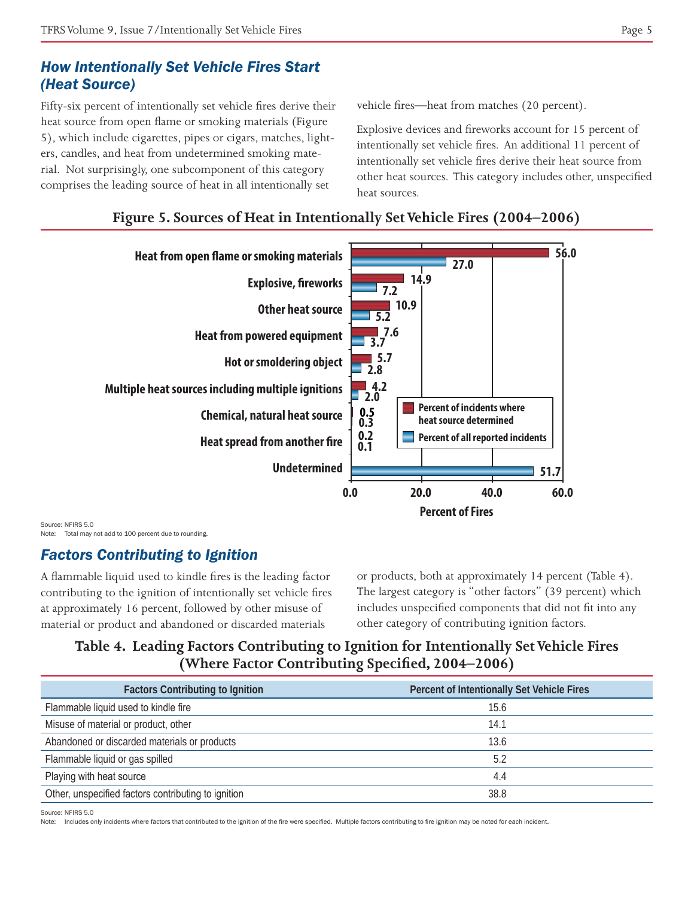## *How Intentionally Set Vehicle Fires Start (Heat Source)*

Fifty-six percent of intentionally set vehicle fires derive their heat source from open flame or smoking materials (Figure 5), which include cigarettes, pipes or cigars, matches, lighters, candles, and heat from undetermined smoking material. Not surprisingly, one subcomponent of this category comprises the leading source of heat in all intentionally set vehicle fires—heat from matches (20 percent).

Explosive devices and fireworks account for 15 percent of intentionally set vehicle fires. An additional 11 percent of intentionally set vehicle fires derive their heat source from other heat sources. This category includes other, unspecified heat sources.

**Figure 5. Sources of Heat in Intentionally Set Vehicle Fires (2004–2006)**

| Heat Source | Percent of incidents where heat source determined | Percent of all reported incidents |
|---|---|---|
| Heat from open flame or smoking materials | 56.0 | 27.0 |
| Explosive, fireworks | 14.9 | 7.2 |
| Other heat source | 10.9 | 5.2 |
| Heat from powered equipment | 7.6 | 3.7 |
| Hot or smoldering object | 5.7 | 2.8 |
| Multiple heat sources including multiple ignitions | 4.2 | 2.0 |
| Chemical, natural heat source | 0.5 | 0.3 |
| Heat spread from another fire | 0.2 | 0.1 |
| Undetermined | | 51.7 |

Percent of Fires

Source: NFIRS 5.0
Note: Total may not add to 100 percent due to rounding.

## *Factors Contributing to Ignition*

A flammable liquid used to kindle fires is the leading factor contributing to the ignition of intentionally set vehicle fires at approximately 16 percent, followed by other misuse of material or product and abandoned or discarded materials or products, both at approximately 14 percent (Table 4). The largest category is "other factors" (39 percent) which includes unspecified components that did not fit into any other category of contributing ignition factors.

**Table 4. Leading Factors Contributing to Ignition for Intentionally Set Vehicle Fires (Where Factor Contributing Specified, 2004–2006)**

| Factors Contributing to Ignition | Percent of Intentionally Set Vehicle Fires |
|---|---|
| Flammable liquid used to kindle fire | 15.6 |
| Misuse of material or product, other | 14.1 |
| Abandoned or discarded materials or products | 13.6 |
| Flammable liquid or gas spilled | 5.2 |
| Playing with heat source | 4.4 |
| Other, unspecified factors contributing to ignition | 38.8 |

Source: NFIRS 5.0
Note: Includes only incidents where factors that contributed to the ignition of the fire were specified. Multiple factors contributing to fire ignition may be noted for each incident.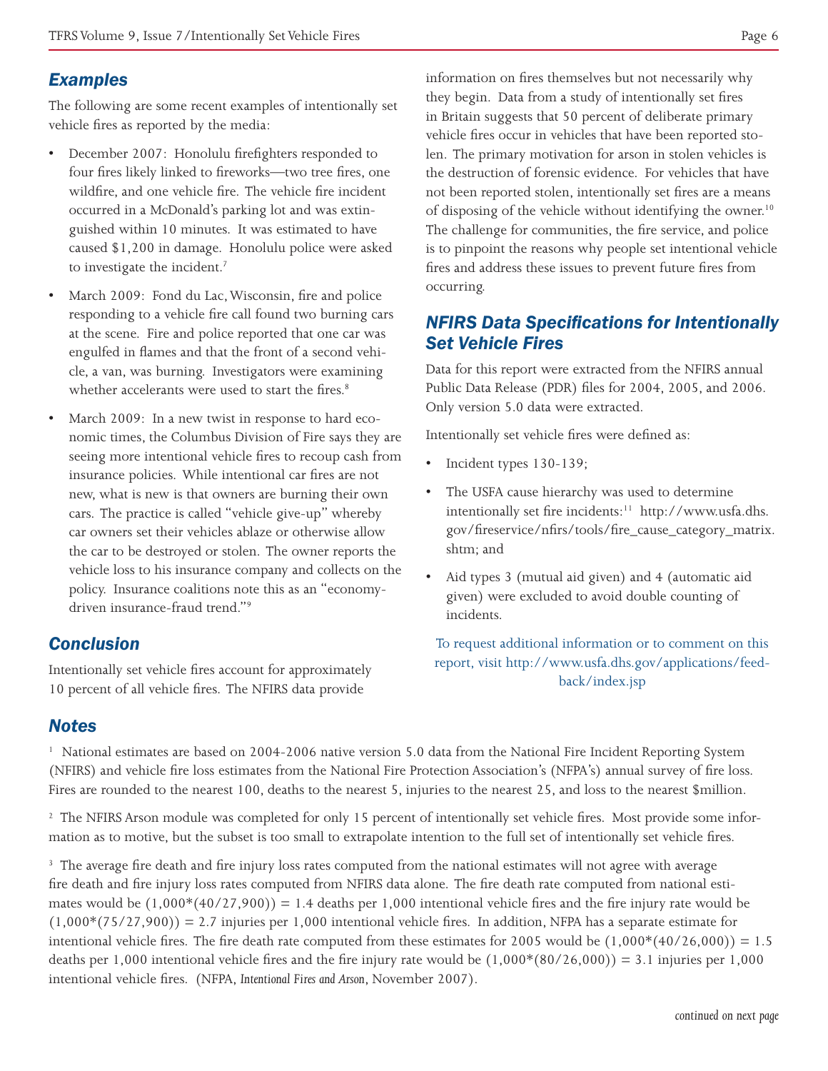## Examples

The following are some recent examples of intentionally set vehicle fires as reported by the media:

- December 2007: Honolulu firefighters responded to four fires likely linked to fireworks—two tree fires, one wildfire, and one vehicle fire. The vehicle fire incident occurred in a McDonald's parking lot and was extinguished within 10 minutes. It was estimated to have caused $1,200 in damage. Honolulu police were asked to investigate the incident.[7]
- March 2009: Fond du Lac, Wisconsin, fire and police responding to a vehicle fire call found two burning cars at the scene. Fire and police reported that one car was engulfed in flames and that the front of a second vehicle, a van, was burning. Investigators were examining whether accelerants were used to start the fires.[8]
- March 2009: In a new twist in response to hard economic times, the Columbus Division of Fire says they are seeing more intentional vehicle fires to recoup cash from insurance policies. While intentional car fires are not new, what is new is that owners are burning their own cars. The practice is called "vehicle give-up" whereby car owners set their vehicles ablaze or otherwise allow the car to be destroyed or stolen. The owner reports the vehicle loss to his insurance company and collects on the policy. Insurance coalitions note this as an "economy-driven insurance-fraud trend."[9]

## Conclusion

Intentionally set vehicle fires account for approximately 10 percent of all vehicle fires. The NFIRS data provide information on fires themselves but not necessarily why they begin. Data from a study of intentionally set fires in Britain suggests that 50 percent of deliberate primary vehicle fires occur in vehicles that have been reported stolen. The primary motivation for arson in stolen vehicles is the destruction of forensic evidence. For vehicles that have not been reported stolen, intentionally set fires are a means of disposing of the vehicle without identifying the owner.[10] The challenge for communities, the fire service, and police is to pinpoint the reasons why people set intentional vehicle fires and address these issues to prevent future fires from occurring.

## NFIRS Data Specifications for Intentionally Set Vehicle Fires

Data for this report were extracted from the NFIRS annual Public Data Release (PDR) files for 2004, 2005, and 2006. Only version 5.0 data were extracted.

Intentionally set vehicle fires were defined as:

- Incident types 130-139;
- The USFA cause hierarchy was used to determine intentionally set fire incidents:[11] http://www.usfa.dhs.gov/fireservice/nfirs/tools/fire_cause_category_matrix.shtm; and
- Aid types 3 (mutual aid given) and 4 (automatic aid given) were excluded to avoid double counting of incidents.

To request additional information or to comment on this report, visit http://www.usfa.dhs.gov/applications/feedback/index.jsp

## Notes

[1] National estimates are based on 2004-2006 native version 5.0 data from the National Fire Incident Reporting System (NFIRS) and vehicle fire loss estimates from the National Fire Protection Association's (NFPA's) annual survey of fire loss. Fires are rounded to the nearest 100, deaths to the nearest 5, injuries to the nearest 25, and loss to the nearest $million.

[2] The NFIRS Arson module was completed for only 15 percent of intentionally set vehicle fires. Most provide some information as to motive, but the subset is too small to extrapolate intention to the full set of intentionally set vehicle fires.

[3] The average fire death and fire injury loss rates computed from the national estimates will not agree with average fire death and fire injury loss rates computed from NFIRS data alone. The fire death rate computed from national estimates would be $(1,000*(40/27,900)) = 1.4$ deaths per 1,000 intentional vehicle fires and the fire injury rate would be $(1,000*(75/27,900)) = 2.7$ injuries per 1,000 intentional vehicle fires. In addition, NFPA has a separate estimate for intentional vehicle fires. The fire death rate computed from these estimates for 2005 would be $(1,000*(40/26,000)) = 1.5$ deaths per 1,000 intentional vehicle fires and the fire injury rate would be $(1,000*(80/26,000)) = 3.1$ injuries per 1,000 intentional vehicle fires. (NFPA, *Intentional Fires and Arson*, November 2007).

*continued on next page*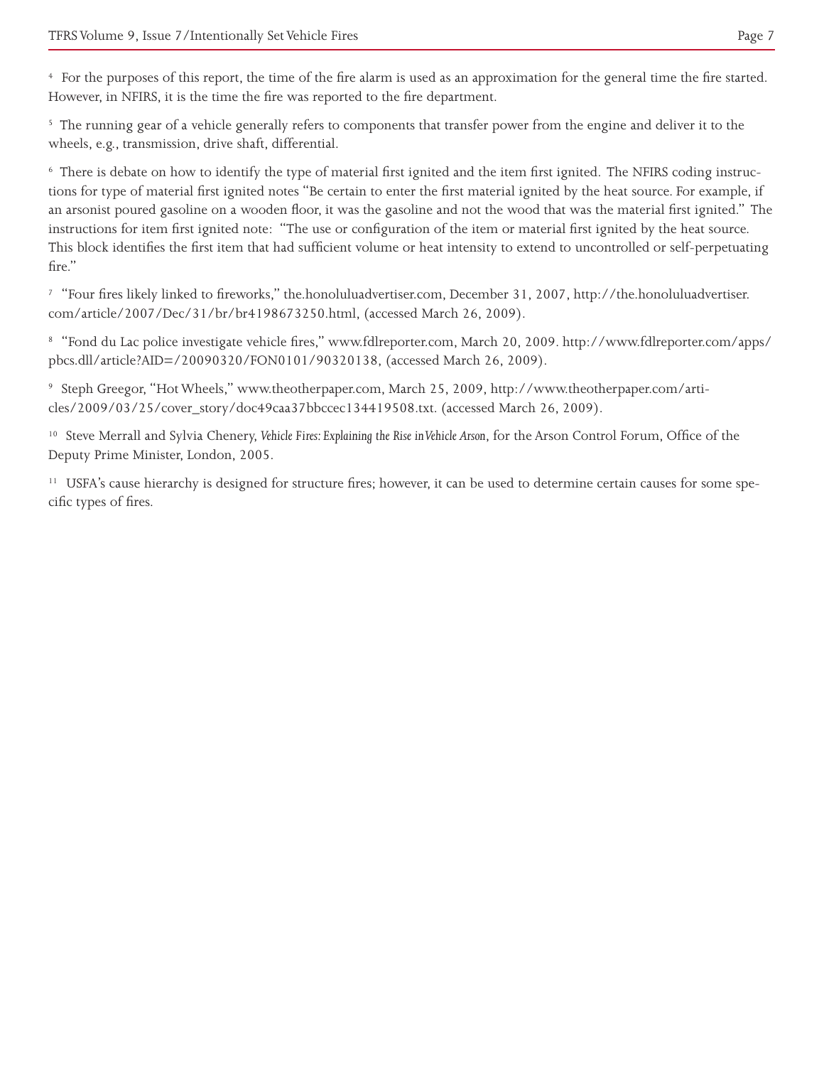[4] For the purposes of this report, the time of the fire alarm is used as an approximation for the general time the fire started. However, in NFIRS, it is the time the fire was reported to the fire department.

[5] The running gear of a vehicle generally refers to components that transfer power from the engine and deliver it to the wheels, e.g., transmission, drive shaft, differential.

[6] There is debate on how to identify the type of material first ignited and the item first ignited. The NFIRS coding instructions for type of material first ignited notes "Be certain to enter the first material ignited by the heat source. For example, if an arsonist poured gasoline on a wooden floor, it was the gasoline and not the wood that was the material first ignited." The instructions for item first ignited note: "The use or configuration of the item or material first ignited by the heat source. This block identifies the first item that had sufficient volume or heat intensity to extend to uncontrolled or self-perpetuating fire."

[7] "Four fires likely linked to fireworks," the.honoluluadvertiser.com, December 31, 2007, http://the.honoluluadvertiser.com/article/2007/Dec/31/br/br4198673250.html, (accessed March 26, 2009).

[8] "Fond du Lac police investigate vehicle fires," www.fdlreporter.com, March 20, 2009. http://www.fdlreporter.com/apps/pbcs.dll/article?AID=/20090320/FON0101/90320138, (accessed March 26, 2009).

[9] Steph Greegor, "Hot Wheels," www.theotherpaper.com, March 25, 2009, http://www.theotherpaper.com/articles/2009/03/25/cover_story/doc49caa37bbccec134419508.txt. (accessed March 26, 2009).

[10] Steve Merrall and Sylvia Chenery, *Vehicle Fires: Explaining the Rise in Vehicle Arson*, for the Arson Control Forum, Office of the Deputy Prime Minister, London, 2005.

[11] USFA's cause hierarchy is designed for structure fires; however, it can be used to determine certain causes for some specific types of fires.